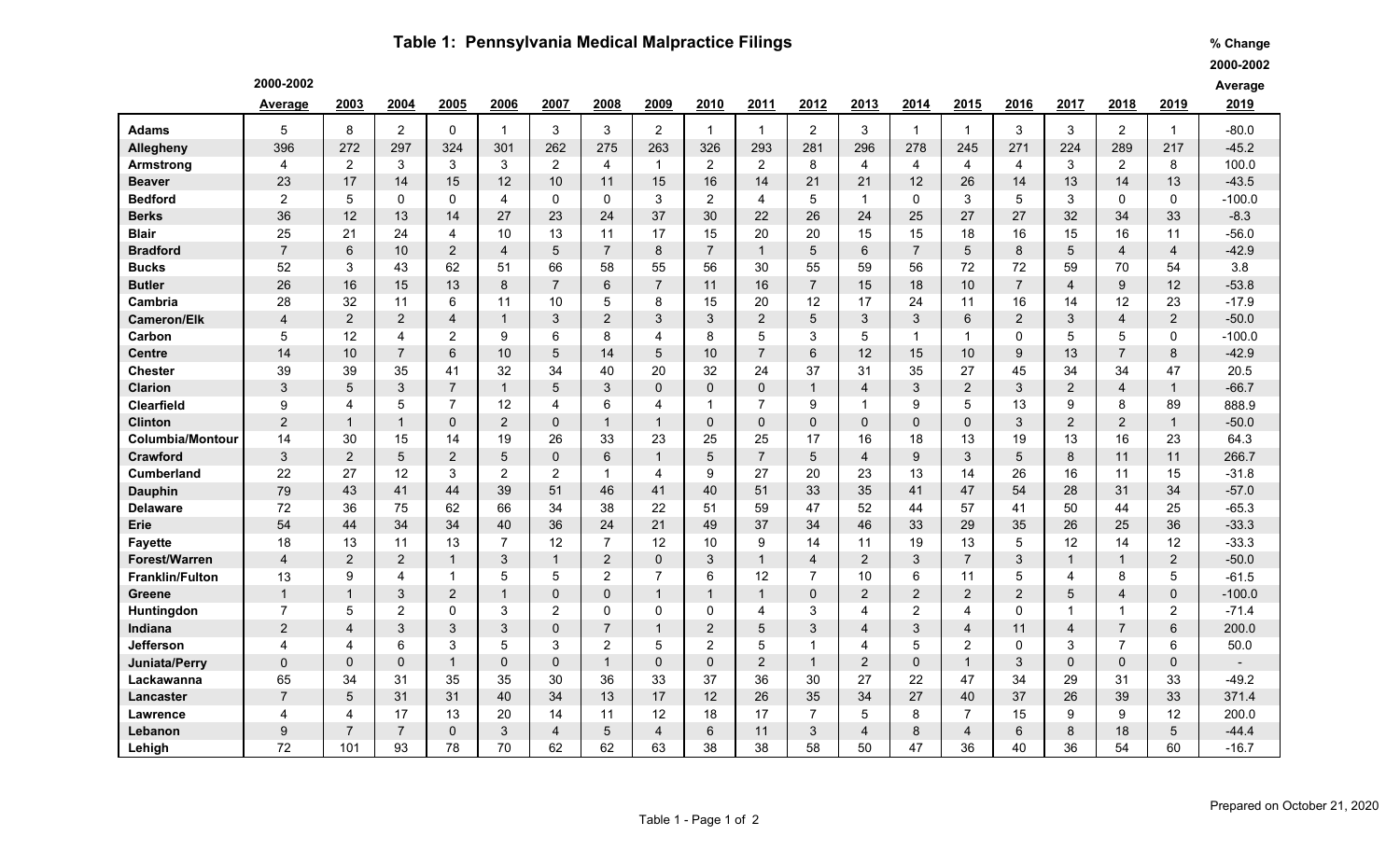# Table 1: Pennsylvania Medical Malpractice Filings

| | 2000-2002 Average | 2003 | 2004 | 2005 | 2006 | 2007 | 2008 | 2009 | 2010 | 2011 | 2012 | 2013 | 2014 | 2015 | 2016 | 2017 | 2018 | 2019 | % Change 2000-2002 Average 2019 |
|---|---|---|---|---|---|---|---|---|---|---|---|---|---|---|---|---|---|---|---|
| **Adams** | 5 | 8 | 2 | 0 | 1 | 3 | 3 | 2 | 1 | 1 | 2 | 3 | 1 | 1 | 3 | 3 | 2 | 1 | -80.0 |
| **Allegheny** | 396 | 272 | 297 | 324 | 301 | 262 | 275 | 263 | 326 | 293 | 281 | 296 | 278 | 245 | 271 | 224 | 289 | 217 | -45.2 |
| **Armstrong** | 4 | 2 | 3 | 3 | 3 | 2 | 4 | 1 | 2 | 2 | 8 | 4 | 4 | 4 | 4 | 3 | 2 | 8 | 100.0 |
| **Beaver** | 23 | 17 | 14 | 15 | 12 | 10 | 11 | 15 | 16 | 14 | 21 | 21 | 12 | 26 | 14 | 13 | 14 | 13 | -43.5 |
| **Bedford** | 2 | 5 | 0 | 0 | 4 | 0 | 0 | 3 | 2 | 4 | 5 | 1 | 0 | 3 | 5 | 3 | 0 | 0 | -100.0 |
| **Berks** | 36 | 12 | 13 | 14 | 27 | 23 | 24 | 37 | 30 | 22 | 26 | 24 | 25 | 27 | 27 | 32 | 34 | 33 | -8.3 |
| **Blair** | 25 | 21 | 24 | 4 | 10 | 13 | 11 | 17 | 15 | 20 | 20 | 15 | 15 | 18 | 16 | 15 | 16 | 11 | -56.0 |
| **Bradford** | 7 | 6 | 10 | 2 | 4 | 5 | 7 | 8 | 7 | 1 | 5 | 6 | 7 | 5 | 8 | 5 | 4 | 4 | -42.9 |
| **Bucks** | 52 | 3 | 43 | 62 | 51 | 66 | 58 | 55 | 56 | 30 | 55 | 59 | 56 | 72 | 72 | 59 | 70 | 54 | 3.8 |
| **Butler** | 26 | 16 | 15 | 13 | 8 | 7 | 6 | 7 | 11 | 16 | 7 | 15 | 18 | 10 | 7 | 4 | 9 | 12 | -53.8 |
| **Cambria** | 28 | 32 | 11 | 6 | 11 | 10 | 5 | 8 | 15 | 20 | 12 | 17 | 24 | 11 | 16 | 14 | 12 | 23 | -17.9 |
| **Cameron/Elk** | 4 | 2 | 2 | 4 | 1 | 3 | 2 | 3 | 3 | 2 | 5 | 3 | 3 | 6 | 2 | 3 | 4 | 2 | -50.0 |
| **Carbon** | 5 | 12 | 4 | 2 | 9 | 6 | 8 | 4 | 8 | 5 | 3 | 5 | 1 | 1 | 0 | 5 | 5 | 0 | -100.0 |
| **Centre** | 14 | 10 | 7 | 6 | 10 | 5 | 14 | 5 | 10 | 7 | 6 | 12 | 15 | 10 | 9 | 13 | 7 | 8 | -42.9 |
| **Chester** | 39 | 39 | 35 | 41 | 32 | 34 | 40 | 20 | 32 | 24 | 37 | 31 | 35 | 27 | 45 | 34 | 34 | 47 | 20.5 |
| **Clarion** | 3 | 5 | 3 | 7 | 1 | 5 | 3 | 0 | 0 | 0 | 1 | 4 | 3 | 2 | 3 | 2 | 4 | 1 | -66.7 |
| **Clearfield** | 9 | 4 | 5 | 7 | 12 | 4 | 6 | 4 | 1 | 7 | 9 | 1 | 9 | 5 | 13 | 9 | 8 | 89 | 888.9 |
| **Clinton** | 2 | 1 | 1 | 0 | 2 | 0 | 1 | 1 | 0 | 0 | 0 | 0 | 0 | 0 | 3 | 2 | 2 | 1 | -50.0 |
| **Columbia/Montour** | 14 | 30 | 15 | 14 | 19 | 26 | 33 | 23 | 25 | 25 | 17 | 16 | 18 | 13 | 19 | 13 | 16 | 23 | 64.3 |
| **Crawford** | 3 | 2 | 5 | 2 | 5 | 0 | 6 | 1 | 5 | 7 | 5 | 4 | 9 | 3 | 5 | 8 | 11 | 11 | 266.7 |
| **Cumberland** | 22 | 27 | 12 | 3 | 2 | 2 | 1 | 4 | 9 | 27 | 20 | 23 | 13 | 14 | 26 | 16 | 11 | 15 | -31.8 |
| **Dauphin** | 79 | 43 | 41 | 44 | 39 | 51 | 46 | 41 | 40 | 51 | 33 | 35 | 41 | 47 | 54 | 28 | 31 | 34 | -57.0 |
| **Delaware** | 72 | 36 | 75 | 62 | 66 | 34 | 38 | 22 | 51 | 59 | 47 | 52 | 44 | 57 | 41 | 50 | 44 | 25 | -65.3 |
| **Erie** | 54 | 44 | 34 | 34 | 40 | 36 | 24 | 21 | 49 | 37 | 34 | 46 | 33 | 29 | 35 | 26 | 25 | 36 | -33.3 |
| **Fayette** | 18 | 13 | 11 | 13 | 7 | 12 | 7 | 12 | 10 | 9 | 14 | 11 | 19 | 13 | 5 | 12 | 14 | 12 | -33.3 |
| **Forest/Warren** | 4 | 2 | 2 | 1 | 3 | 1 | 2 | 0 | 3 | 1 | 4 | 2 | 3 | 7 | 3 | 1 | 1 | 2 | -50.0 |
| **Franklin/Fulton** | 13 | 9 | 4 | 1 | 5 | 5 | 2 | 7 | 6 | 12 | 7 | 10 | 6 | 11 | 5 | 4 | 8 | 5 | -61.5 |
| **Greene** | 1 | 1 | 3 | 2 | 1 | 0 | 0 | 1 | 1 | 1 | 0 | 2 | 2 | 2 | 2 | 5 | 4 | 0 | -100.0 |
| **Huntingdon** | 7 | 5 | 2 | 0 | 3 | 2 | 0 | 0 | 0 | 4 | 3 | 4 | 2 | 4 | 0 | 1 | 1 | 2 | -71.4 |
| **Indiana** | 2 | 4 | 3 | 3 | 3 | 0 | 7 | 1 | 2 | 5 | 3 | 4 | 3 | 4 | 11 | 4 | 7 | 6 | 200.0 |
| **Jefferson** | 4 | 4 | 6 | 3 | 5 | 3 | 2 | 5 | 2 | 5 | 1 | 4 | 5 | 2 | 0 | 3 | 7 | 6 | 50.0 |
| **Juniata/Perry** | 0 | 0 | 0 | 1 | 0 | 0 | 1 | 0 | 0 | 2 | 1 | 2 | 0 | 1 | 3 | 0 | 0 | 0 | - |
| **Lackawanna** | 65 | 34 | 31 | 35 | 35 | 30 | 36 | 33 | 37 | 36 | 30 | 27 | 22 | 47 | 34 | 29 | 31 | 33 | -49.2 |
| **Lancaster** | 7 | 5 | 31 | 31 | 40 | 34 | 13 | 17 | 12 | 26 | 35 | 34 | 27 | 40 | 37 | 26 | 39 | 33 | 371.4 |
| **Lawrence** | 4 | 4 | 17 | 13 | 20 | 14 | 11 | 12 | 18 | 17 | 7 | 5 | 8 | 7 | 15 | 9 | 9 | 12 | 200.0 |
| **Lebanon** | 9 | 7 | 7 | 0 | 3 | 4 | 5 | 4 | 6 | 11 | 3 | 4 | 8 | 4 | 6 | 8 | 18 | 5 | -44.4 |
| **Lehigh** | 72 | 101 | 93 | 78 | 70 | 62 | 62 | 63 | 38 | 38 | 58 | 50 | 47 | 36 | 40 | 36 | 54 | 60 | -16.7 |

Prepared on October 21, 2020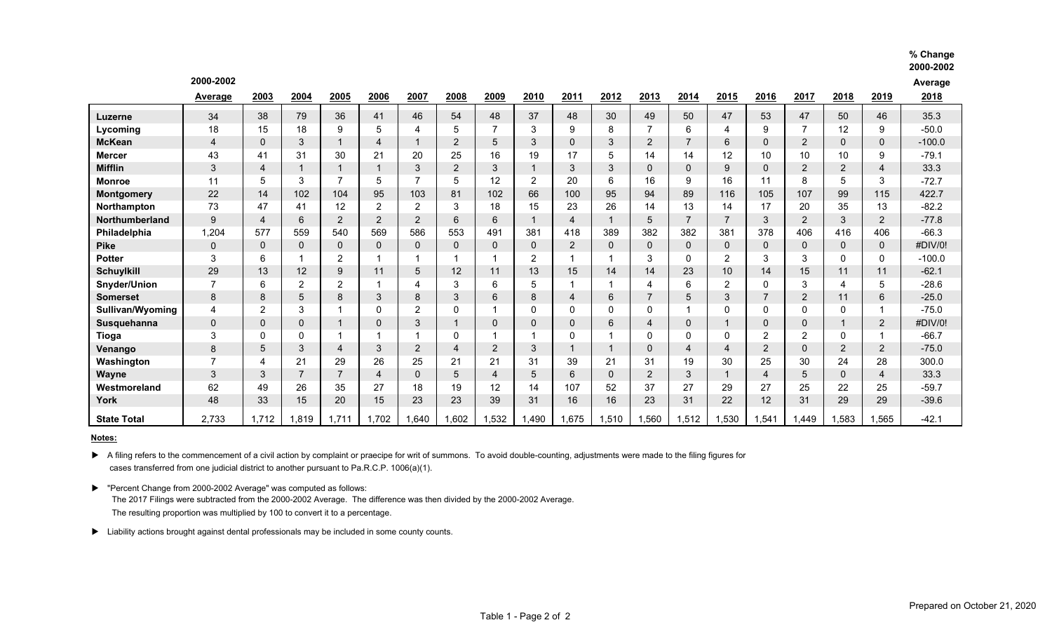| | 2000-2002 Average | 2003 | 2004 | 2005 | 2006 | 2007 | 2008 | 2009 | 2010 | 2011 | 2012 | 2013 | 2014 | 2015 | 2016 | 2017 | 2018 | 2019 | % Change 2000-2002 Average 2018 |
|---|---|---|---|---|---|---|---|---|---|---|---|---|---|---|---|---|---|---|---|
| **Luzerne** | 34 | 38 | 79 | 36 | 41 | 46 | 54 | 48 | 37 | 48 | 30 | 49 | 50 | 47 | 53 | 47 | 50 | 46 | 35.3 |
| **Lycoming** | 18 | 15 | 18 | 9 | 5 | 4 | 5 | 7 | 3 | 9 | 8 | 7 | 6 | 4 | 9 | 7 | 12 | 9 | -50.0 |
| **McKean** | 4 | 0 | 3 | 1 | 4 | 1 | 2 | 5 | 3 | 0 | 3 | 2 | 7 | 6 | 0 | 2 | 0 | 0 | -100.0 |
| **Mercer** | 43 | 41 | 31 | 30 | 21 | 20 | 25 | 16 | 19 | 17 | 5 | 14 | 14 | 12 | 10 | 10 | 10 | 9 | -79.1 |
| **Mifflin** | 3 | 4 | 1 | 1 | 1 | 3 | 2 | 3 | 1 | 3 | 3 | 0 | 0 | 9 | 0 | 2 | 2 | 4 | 33.3 |
| **Monroe** | 11 | 5 | 3 | 7 | 5 | 7 | 5 | 12 | 2 | 20 | 6 | 16 | 9 | 16 | 11 | 8 | 5 | 3 | -72.7 |
| **Montgomery** | 22 | 14 | 102 | 104 | 95 | 103 | 81 | 102 | 66 | 100 | 95 | 94 | 89 | 116 | 105 | 107 | 99 | 115 | 422.7 |
| **Northampton** | 73 | 47 | 41 | 12 | 2 | 2 | 3 | 18 | 15 | 23 | 26 | 14 | 13 | 14 | 17 | 20 | 35 | 13 | -82.2 |
| **Northumberland** | 9 | 4 | 6 | 2 | 2 | 2 | 6 | 6 | 1 | 4 | 1 | 5 | 7 | 7 | 3 | 2 | 3 | 2 | -77.8 |
| **Philadelphia** | 1,204 | 577 | 559 | 540 | 569 | 586 | 553 | 491 | 381 | 418 | 389 | 382 | 382 | 381 | 378 | 406 | 416 | 406 | -66.3 |
| **Pike** | 0 | 0 | 0 | 0 | 0 | 0 | 0 | 0 | 0 | 2 | 0 | 0 | 0 | 0 | 0 | 0 | 0 | 0 | #DIV/0! |
| **Potter** | 3 | 6 | 1 | 2 | 1 | 1 | 1 | 1 | 2 | 1 | 1 | 3 | 0 | 2 | 3 | 3 | 0 | 0 | -100.0 |
| **Schuylkill** | 29 | 13 | 12 | 9 | 11 | 5 | 12 | 11 | 13 | 15 | 14 | 14 | 23 | 10 | 14 | 15 | 11 | 11 | -62.1 |
| **Snyder/Union** | 7 | 6 | 2 | 2 | 1 | 4 | 3 | 6 | 5 | 1 | 1 | 4 | 6 | 2 | 0 | 3 | 4 | 5 | -28.6 |
| **Somerset** | 8 | 8 | 5 | 8 | 3 | 8 | 3 | 6 | 8 | 4 | 6 | 7 | 5 | 3 | 7 | 2 | 11 | 6 | -25.0 |
| **Sullivan/Wyoming** | 4 | 2 | 3 | 1 | 0 | 2 | 0 | 1 | 0 | 0 | 0 | 0 | 1 | 0 | 0 | 0 | 0 | 1 | -75.0 |
| **Susquehanna** | 0 | 0 | 0 | 1 | 0 | 3 | 1 | 0 | 0 | 0 | 6 | 4 | 0 | 1 | 0 | 0 | 1 | 2 | #DIV/0! |
| **Tioga** | 3 | 0 | 0 | 1 | 1 | 1 | 0 | 1 | 1 | 0 | 1 | 0 | 0 | 0 | 2 | 2 | 0 | 1 | -66.7 |
| **Venango** | 8 | 5 | 3 | 4 | 3 | 2 | 4 | 2 | 3 | 1 | 1 | 0 | 4 | 4 | 2 | 0 | 2 | 2 | -75.0 |
| **Washington** | 7 | 4 | 21 | 29 | 26 | 25 | 21 | 21 | 31 | 39 | 21 | 31 | 19 | 30 | 25 | 30 | 24 | 28 | 300.0 |
| **Wayne** | 3 | 3 | 7 | 7 | 4 | 0 | 5 | 4 | 5 | 6 | 0 | 2 | 3 | 1 | 4 | 5 | 0 | 4 | 33.3 |
| **Westmoreland** | 62 | 49 | 26 | 35 | 27 | 18 | 19 | 12 | 14 | 107 | 52 | 37 | 27 | 29 | 27 | 25 | 22 | 25 | -59.7 |
| **York** | 48 | 33 | 15 | 20 | 15 | 23 | 23 | 39 | 31 | 16 | 16 | 23 | 31 | 22 | 12 | 31 | 29 | 29 | -39.6 |
| **State Total** | 2,733 | 1,712 | 1,819 | 1,711 | 1,702 | 1,640 | 1,602 | 1,532 | 1,490 | 1,675 | 1,510 | 1,560 | 1,512 | 1,530 | 1,541 | 1,449 | 1,583 | 1,565 | -42.1 |

**Notes:**

- A filing refers to the commencement of a civil action by complaint or praecipe for writ of summons. To avoid double-counting, adjustments were made to the filing figures for cases transferred from one judicial district to another pursuant to Pa.R.C.P. 1006(a)(1).
- "Percent Change from 2000-2002 Average" was computed as follows:
  The 2017 Filings were subtracted from the 2000-2002 Average. The difference was then divided by the 2000-2002 Average.
  The resulting proportion was multiplied by 100 to convert it to a percentage.
- Liability actions brought against dental professionals may be included in some county counts.

Prepared on October 21, 2020